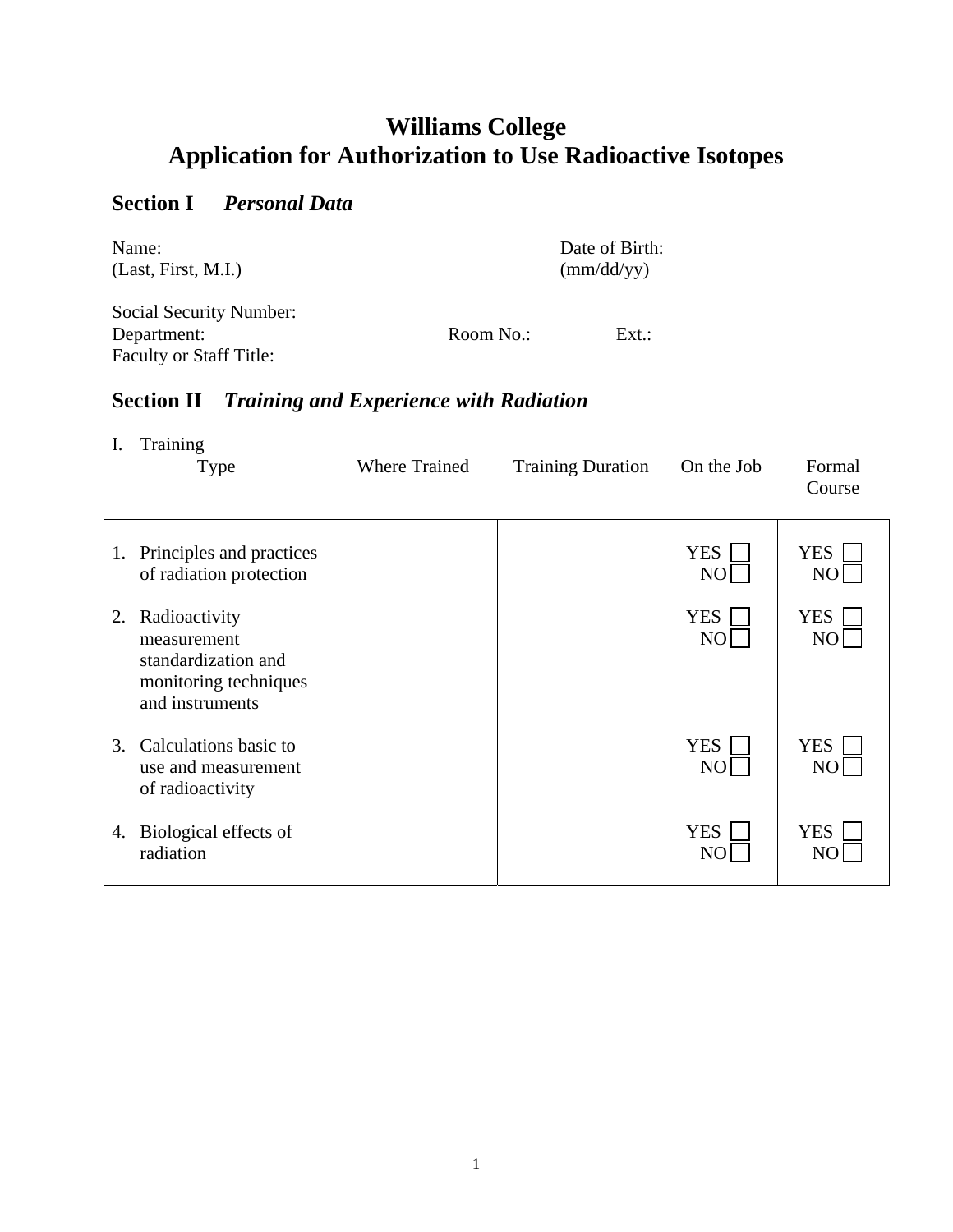# Williams College
# Application for Authorization to Use Radioactive Isotopes

## Section I *Personal Data*

Name:
(Last, First, M.I.)

Date of Birth:
(mm/dd/yy)

Social Security Number:
Department: Room No.: Ext.:
Faculty or Staff Title:

## Section II *Training and Experience with Radiation*

I. Training

| Type | Where Trained | Training Duration | On the Job | Formal Course |
|---|---|---|---|---|
| 1. Principles and practices of radiation protection | | | YES ☐ NO ☐ | YES ☐ NO ☐ |
| 2. Radioactivity measurement standardization and monitoring techniques and instruments | | | YES ☐ NO ☐ | YES ☐ NO ☐ |
| 3. Calculations basic to use and measurement of radioactivity | | | YES ☐ NO ☐ | YES ☐ NO ☐ |
| 4. Biological effects of radiation | | | YES ☐ NO ☐ | YES ☐ NO ☐ |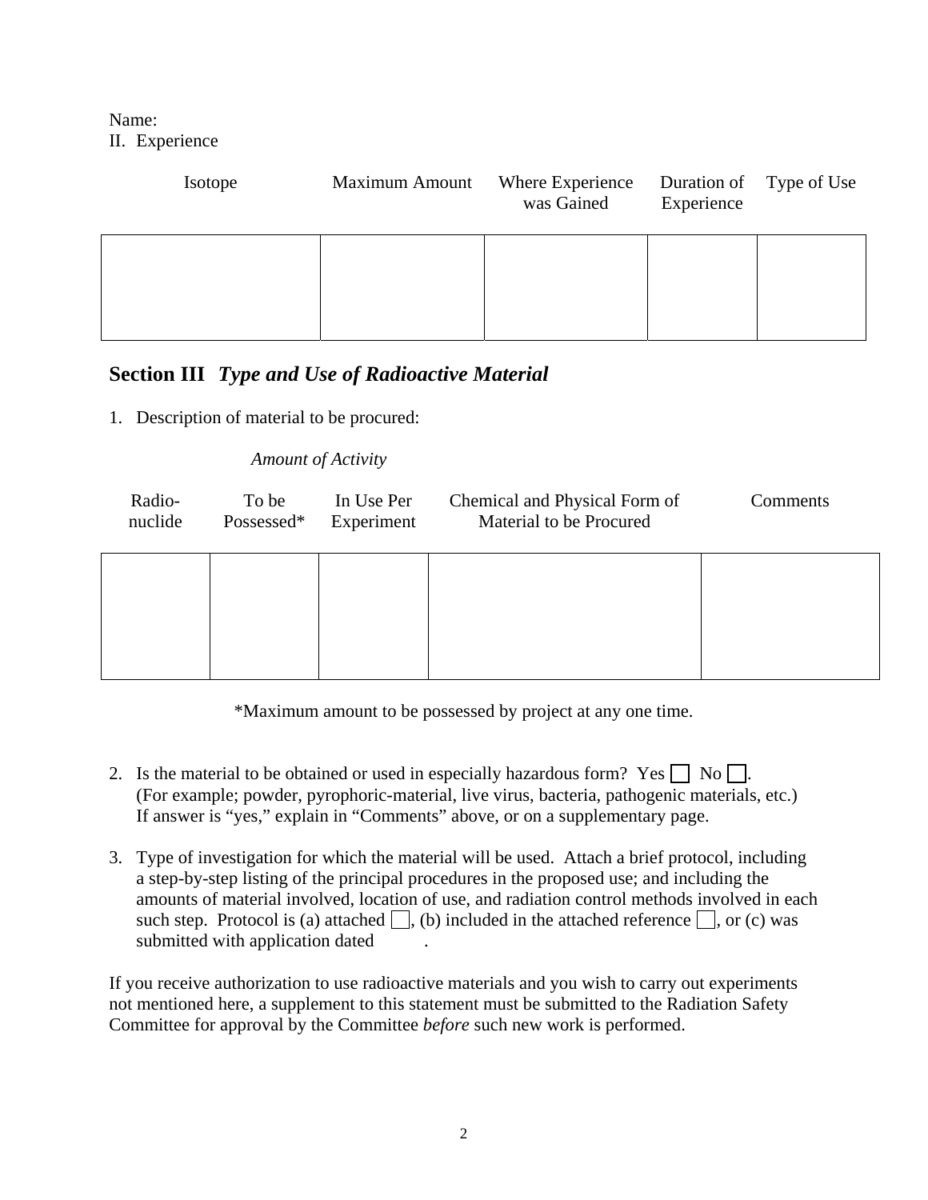Name:

II. Experience

| Isotope | Maximum Amount | Where Experience was Gained | Duration of Experience | Type of Use |
| --- | --- | --- | --- | --- |
| | | | | |

## Section III *Type and Use of Radioactive Material*

1. Description of material to be procured:

| | *Amount of Activity* | | | |
| --- | --- | --- | --- | --- |
| Radio-nuclide | To be Possessed* | In Use Per Experiment | Chemical and Physical Form of Material to be Procured | Comments |
| | | | | |

*Maximum amount to be possessed by project at any one time.

2. Is the material to be obtained or used in especially hazardous form? Yes ☐ No ☐.
   (For example; powder, pyrophoric-material, live virus, bacteria, pathogenic materials, etc.)
   If answer is "yes," explain in "Comments" above, or on a supplementary page.

3. Type of investigation for which the material will be used. Attach a brief protocol, including a step-by-step listing of the principal procedures in the proposed use; and including the amounts of material involved, location of use, and radiation control methods involved in each such step. Protocol is (a) attached ☐, (b) included in the attached reference ☐, or (c) was submitted with application dated          .

If you receive authorization to use radioactive materials and you wish to carry out experiments not mentioned here, a supplement to this statement must be submitted to the Radiation Safety Committee for approval by the Committee *before* such new work is performed.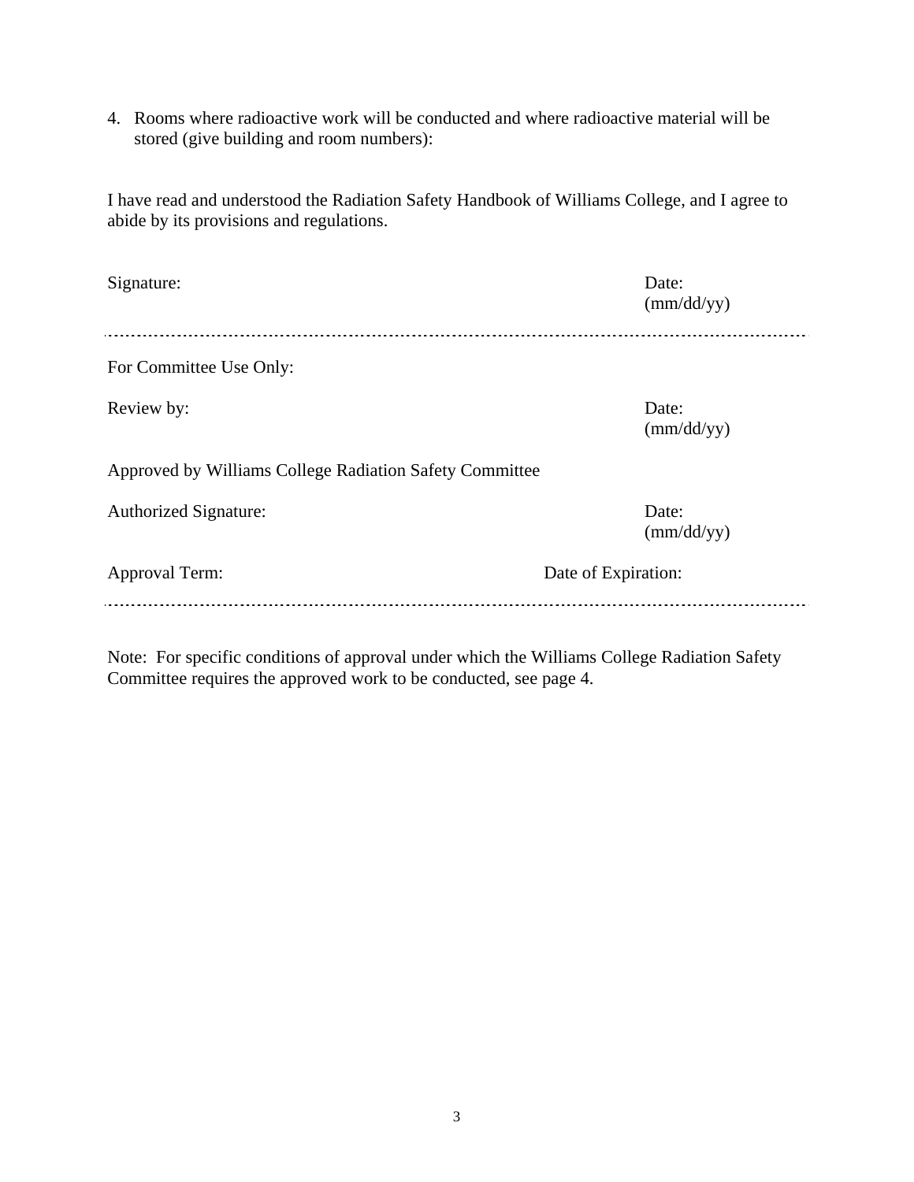4. Rooms where radioactive work will be conducted and where radioactive material will be stored (give building and room numbers):

I have read and understood the Radiation Safety Handbook of Williams College, and I agree to abide by its provisions and regulations.

Signature: Date: (mm/dd/yy)

---

For Committee Use Only:

Review by: Date: (mm/dd/yy)

Approved by Williams College Radiation Safety Committee

Authorized Signature: Date: (mm/dd/yy)

Approval Term: Date of Expiration:

---

Note: For specific conditions of approval under which the Williams College Radiation Safety Committee requires the approved work to be conducted, see page 4.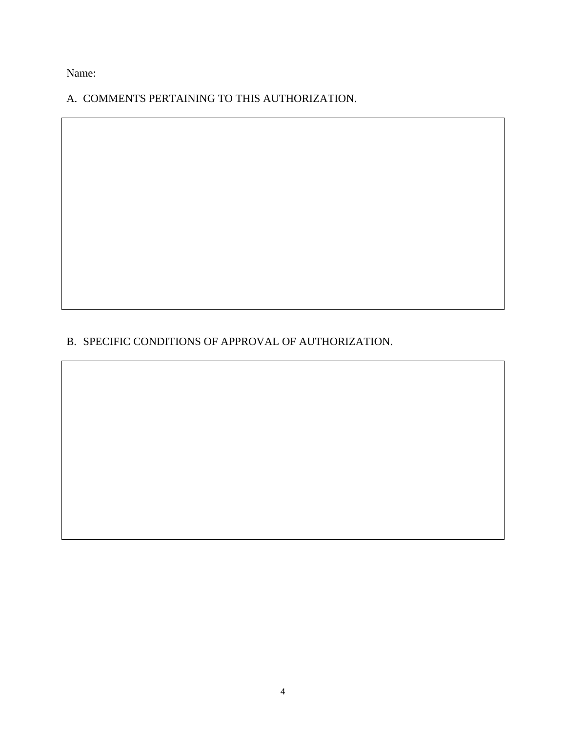Name:

A. COMMENTS PERTAINING TO THIS AUTHORIZATION.

B. SPECIFIC CONDITIONS OF APPROVAL OF AUTHORIZATION.